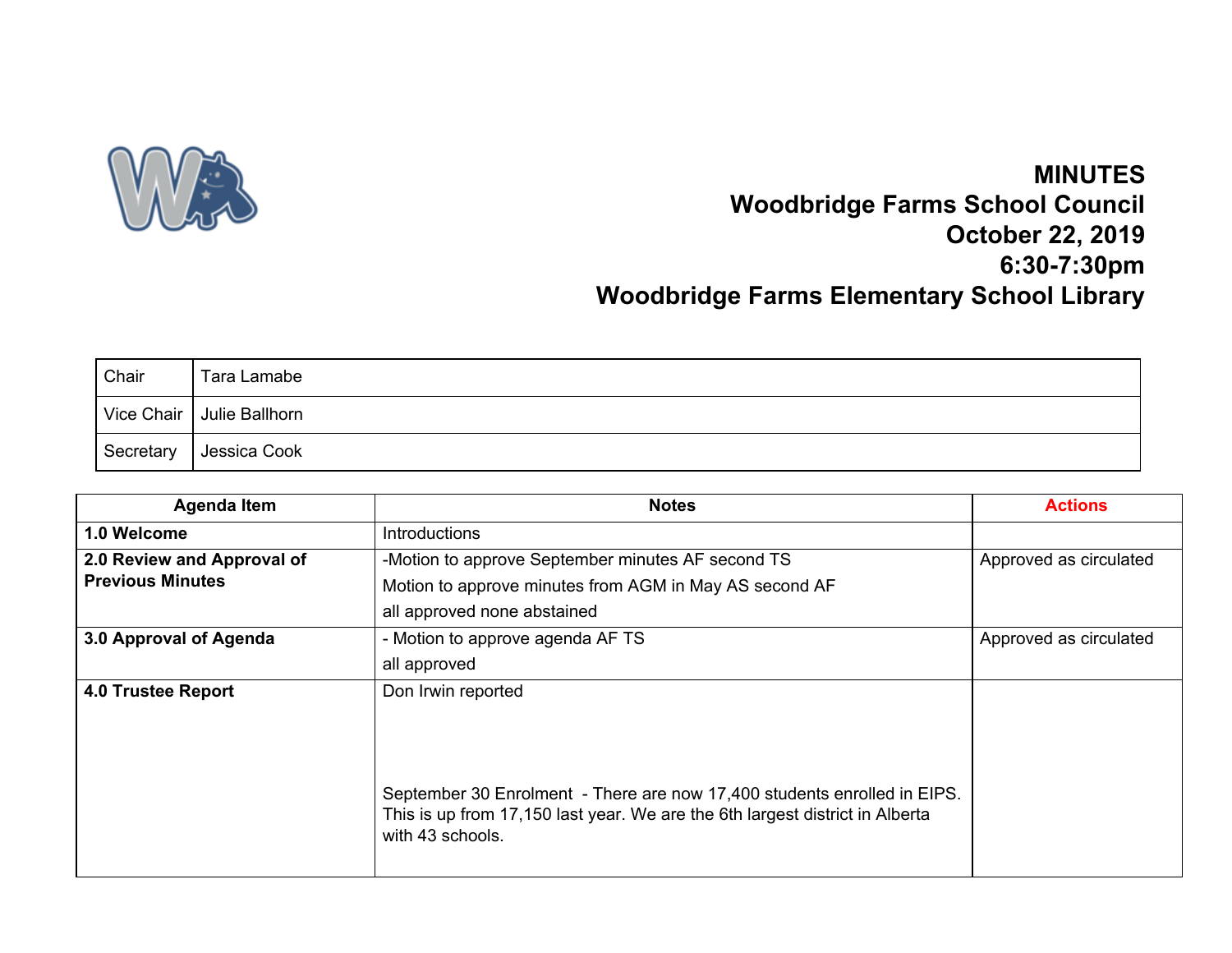# MINUTES
# Woodbridge Farms School Council
# October 22, 2019
# 6:30-7:30pm
# Woodbridge Farms Elementary School Library

| Chair | Tara Lamabe |
|---|---|
| Vice Chair | Julie Ballhorn |
| Secretary | Jessica Cook |

| Agenda Item | Notes | Actions |
|---|---|---|
| **1.0 Welcome** | Introductions | |
| **2.0 Review and Approval of Previous Minutes** | -Motion to approve September minutes AF second TS<br>Motion to approve minutes from AGM in May AS second AF<br>all approved none abstained | Approved as circulated |
| **3.0 Approval of Agenda** | - Motion to approve agenda AF TS<br>all approved | Approved as circulated |
| **4.0 Trustee Report** | Don Irwin reported<br><br>September 30 Enrolment - There are now 17,400 students enrolled in EIPS. This is up from 17,150 last year. We are the 6th largest district in Alberta with 43 schools. | |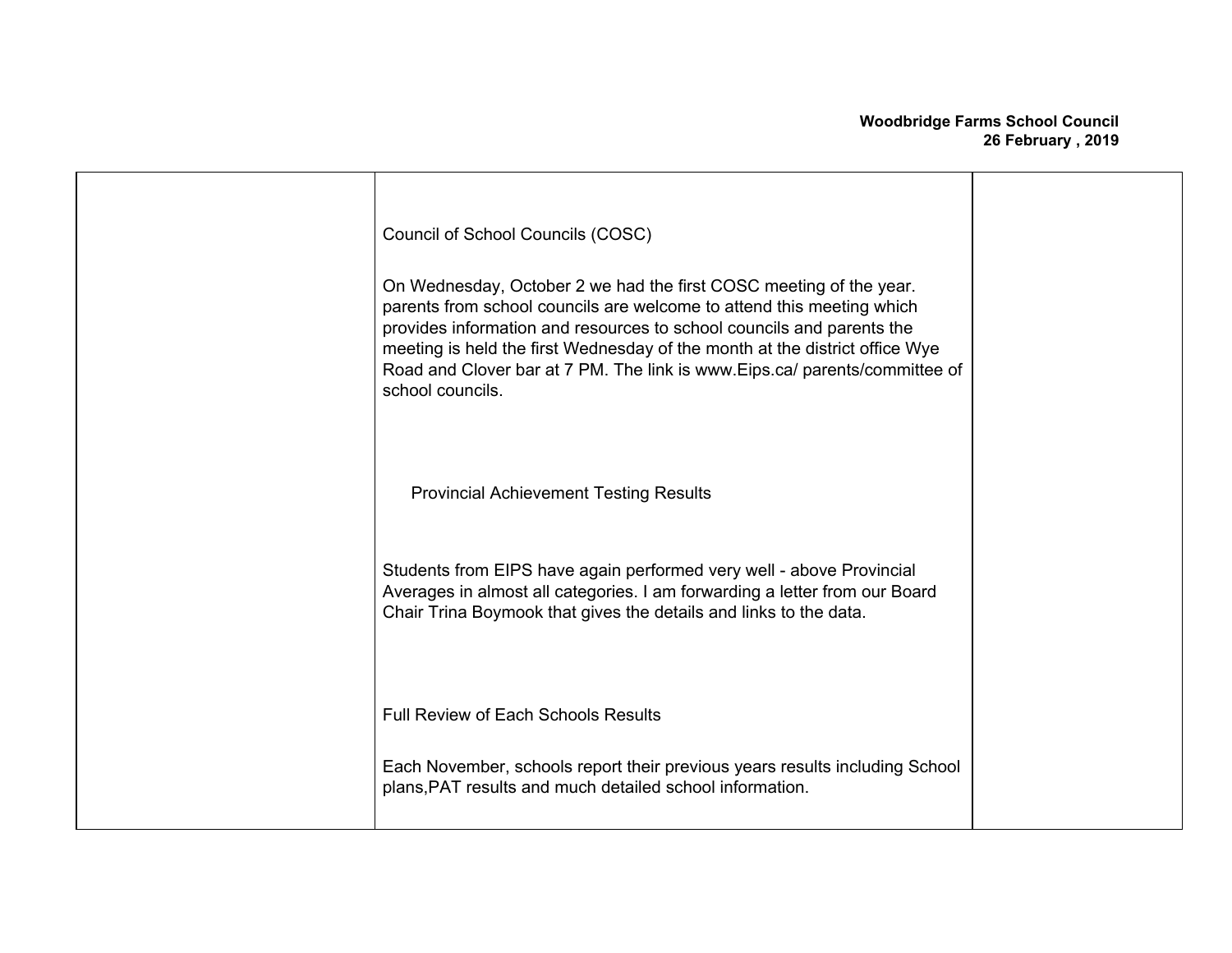| | | |
|---|---|---|
| | Council of School Councils (COSC)<br><br>On Wednesday, October 2 we had the first COSC meeting of the year. parents from school councils are welcome to attend this meeting which provides information and resources to school councils and parents the meeting is held the first Wednesday of the month at the district office Wye Road and Clover bar at 7 PM. The link is www.Eips.ca/ parents/committee of school councils.<br><br>Provincial Achievement Testing Results<br><br>Students from EIPS have again performed very well - above Provincial Averages in almost all categories. I am forwarding a letter from our Board Chair Trina Boymook that gives the details and links to the data.<br><br>Full Review of Each Schools Results<br><br>Each November, schools report their previous years results including School plans,PAT results and much detailed school information. | |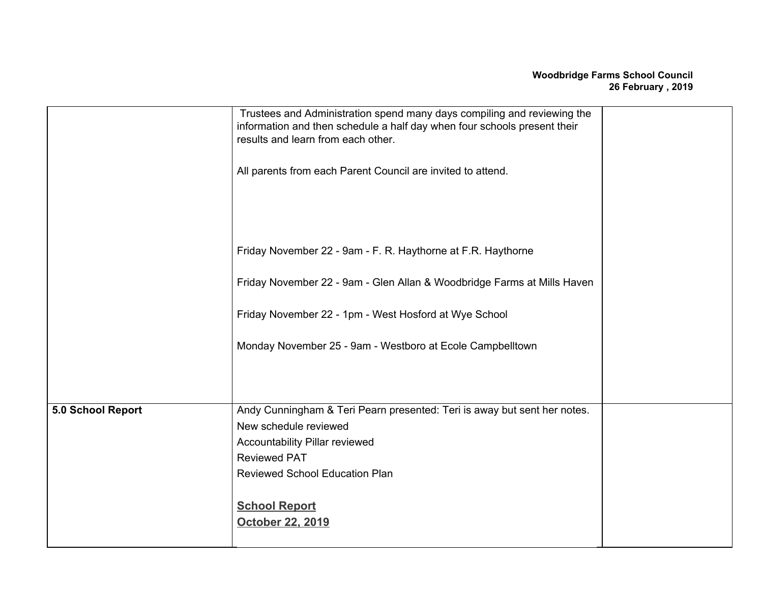| | | |
|---|---|---|
| | Trustees and Administration spend many days compiling and reviewing the information and then schedule a half day when four schools present their results and learn from each other.<br><br>All parents from each Parent Council are invited to attend.<br><br>Friday November 22 - 9am - F. R. Haythorne at F.R. Haythorne<br><br>Friday November 22 - 9am - Glen Allan & Woodbridge Farms at Mills Haven<br><br>Friday November 22 - 1pm - West Hosford at Wye School<br><br>Monday November 25 - 9am - Westboro at Ecole Campbelltown | |
| **5.0 School Report** | Andy Cunningham & Teri Pearn presented: Teri is away but sent her notes.<br>New schedule reviewed<br>Accountability Pillar reviewed<br>Reviewed PAT<br>Reviewed School Education Plan<br><br>**School Report**<br>**October 22, 2019** | |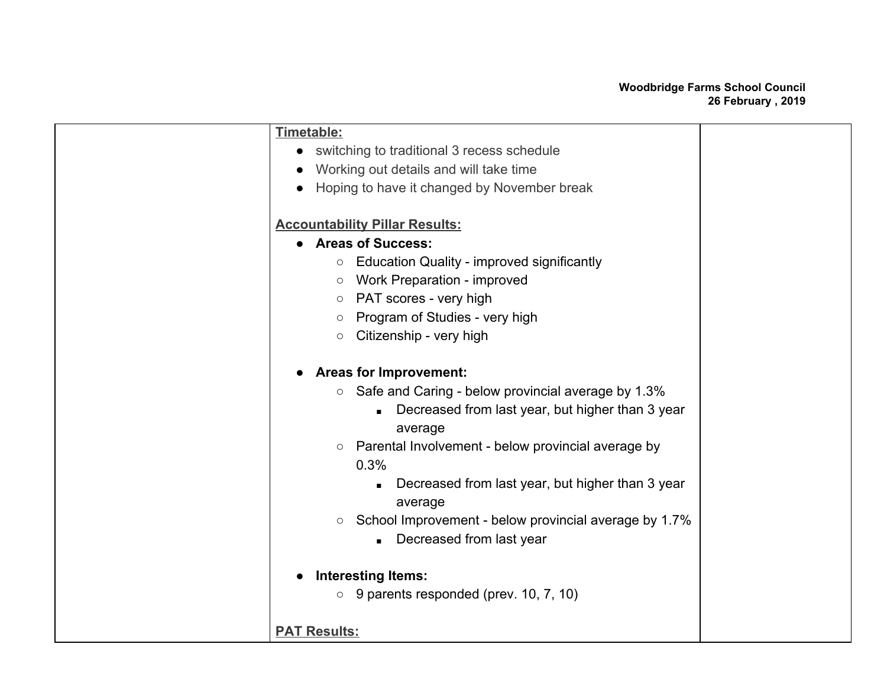**Timetable:**

- switching to traditional 3 recess schedule
- Working out details and will take time
- Hoping to have it changed by November break

**Accountability Pillar Results:**

- **Areas of Success:**
    - Education Quality - improved significantly
    - Work Preparation - improved
    - PAT scores - very high
    - Program of Studies - very high
    - Citizenship - very high

- **Areas for Improvement:**
    - Safe and Caring - below provincial average by 1.3%
        - Decreased from last year, but higher than 3 year average
    - Parental Involvement - below provincial average by 0.3%
        - Decreased from last year, but higher than 3 year average
    - School Improvement - below provincial average by 1.7%
        - Decreased from last year

- **Interesting Items:**
    - 9 parents responded (prev. 10, 7, 10)

**PAT Results:**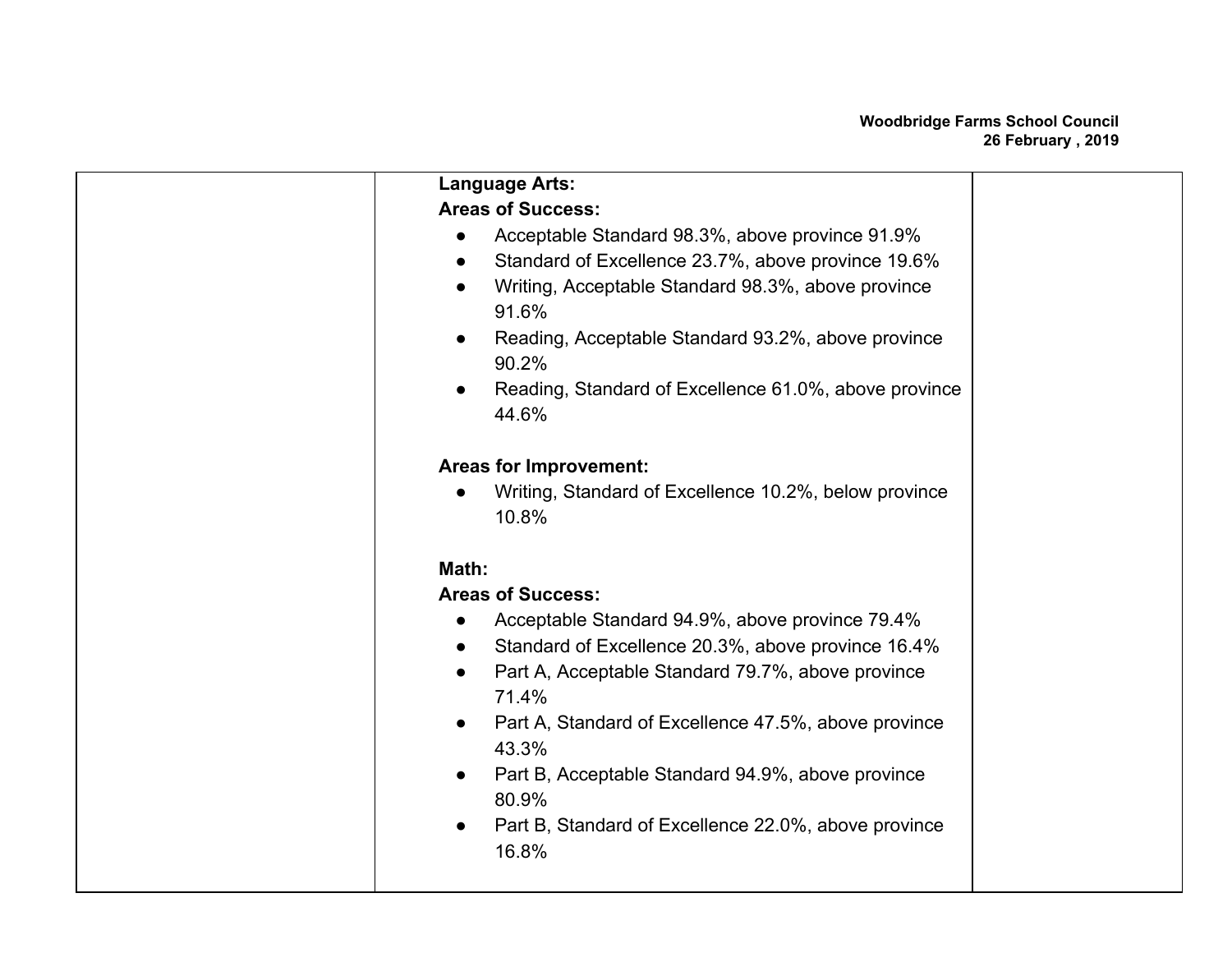**Language Arts:**

**Areas of Success:**

- Acceptable Standard 98.3%, above province 91.9%
- Standard of Excellence 23.7%, above province 19.6%
- Writing, Acceptable Standard 98.3%, above province 91.6%
- Reading, Acceptable Standard 93.2%, above province 90.2%
- Reading, Standard of Excellence 61.0%, above province 44.6%

**Areas for Improvement:**

- Writing, Standard of Excellence 10.2%, below province 10.8%

**Math:**

**Areas of Success:**

- Acceptable Standard 94.9%, above province 79.4%
- Standard of Excellence 20.3%, above province 16.4%
- Part A, Acceptable Standard 79.7%, above province 71.4%
- Part A, Standard of Excellence 47.5%, above province 43.3%
- Part B, Acceptable Standard 94.9%, above province 80.9%
- Part B, Standard of Excellence 22.0%, above province 16.8%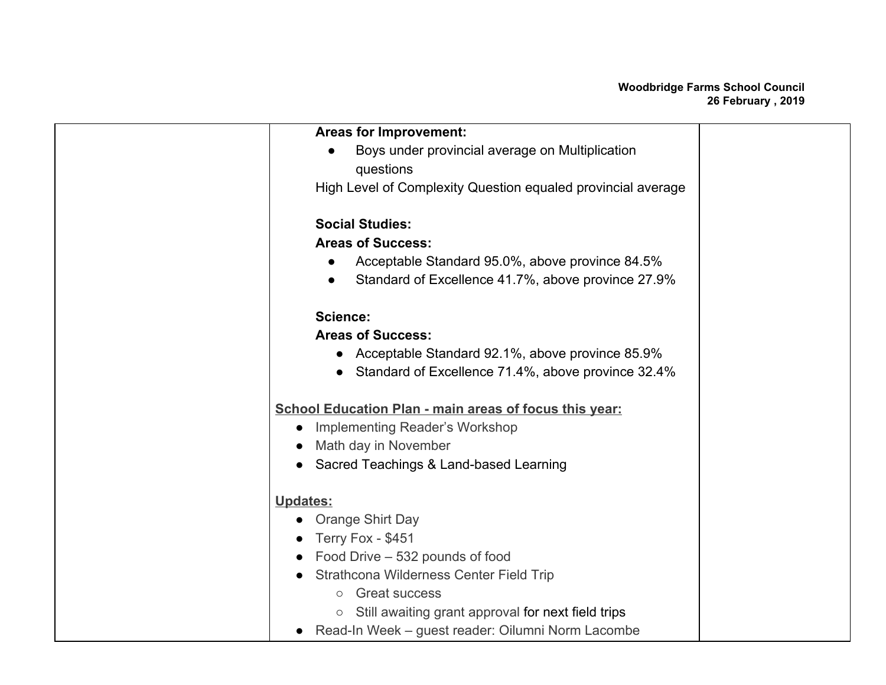| | **Areas for Improvement:**<br>● Boys under provincial average on Multiplication questions<br>High Level of Complexity Question equaled provincial average<br><br>**Social Studies:**<br>**Areas of Success:**<br>● Acceptable Standard 95.0%, above province 84.5%<br>● Standard of Excellence 41.7%, above province 27.9%<br><br>**Science:**<br>**Areas of Success:**<br>● Acceptable Standard 92.1%, above province 85.9%<br>● Standard of Excellence 71.4%, above province 32.4%<br><br>**School Education Plan - main areas of focus this year:**<br>● Implementing Reader's Workshop<br>● Math day in November<br>● Sacred Teachings & Land-based Learning<br><br>**Updates:**<br>● Orange Shirt Day<br>● Terry Fox - $451<br>● Food Drive – 532 pounds of food<br>● Strathcona Wilderness Center Field Trip<br>○ Great success<br>○ Still awaiting grant approval for next field trips<br>● Read-In Week – guest reader: Oilumni Norm Lacombe | |
|---|---|---|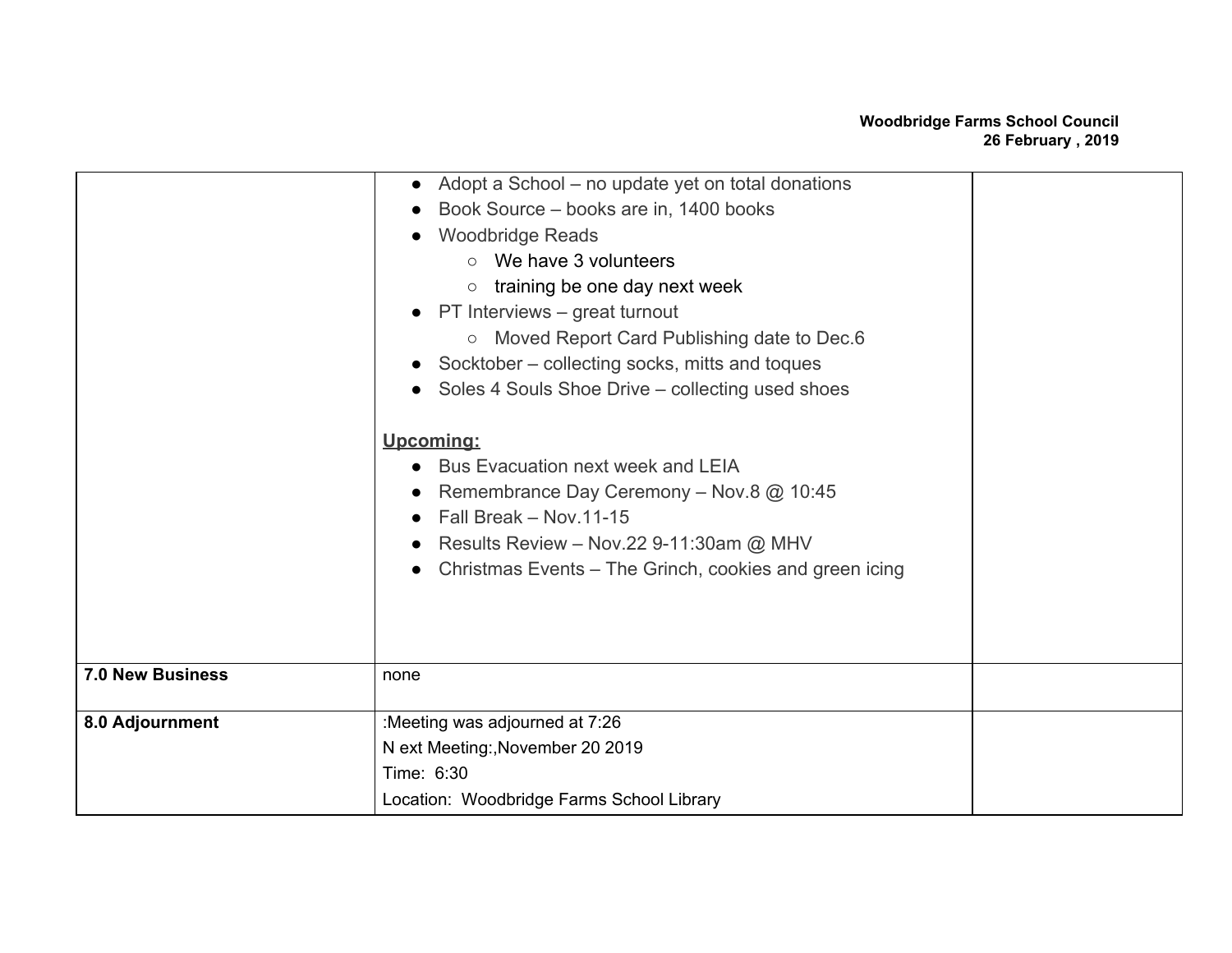| | | |
|---|---|---|
| | • Adopt a School – no update yet on total donations<br>• Book Source – books are in, 1400 books<br>• Woodbridge Reads<br>&nbsp;&nbsp;&nbsp;&nbsp;○ We have 3 volunteers<br>&nbsp;&nbsp;&nbsp;&nbsp;○ training be one day next week<br>• PT Interviews – great turnout<br>&nbsp;&nbsp;&nbsp;&nbsp;○ Moved Report Card Publishing date to Dec.6<br>• Socktober – collecting socks, mitts and toques<br>• Soles 4 Souls Shoe Drive – collecting used shoes<br><br>**Upcoming:**<br>• Bus Evacuation next week and LEIA<br>• Remembrance Day Ceremony – Nov.8 @ 10:45<br>• Fall Break – Nov.11-15<br>• Results Review – Nov.22 9-11:30am @ MHV<br>• Christmas Events – The Grinch, cookies and green icing | |
| **7.0 New Business** | none | |
| **8.0 Adjournment** | :Meeting was adjourned at 7:26<br>N ext Meeting:,November 20 2019<br>Time: 6:30<br>Location: Woodbridge Farms School Library | |